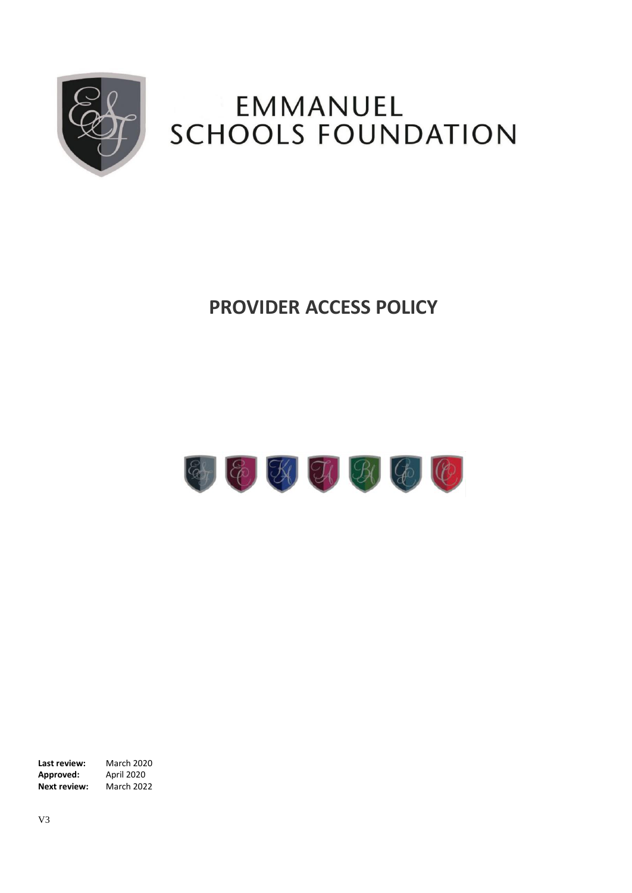# EMMANUEL SCHOOLS FOUNDATION

# PROVIDER ACCESS POLICY

**Last review:** March 2020
**Approved:** April 2020
**Next review:** March 2022

V3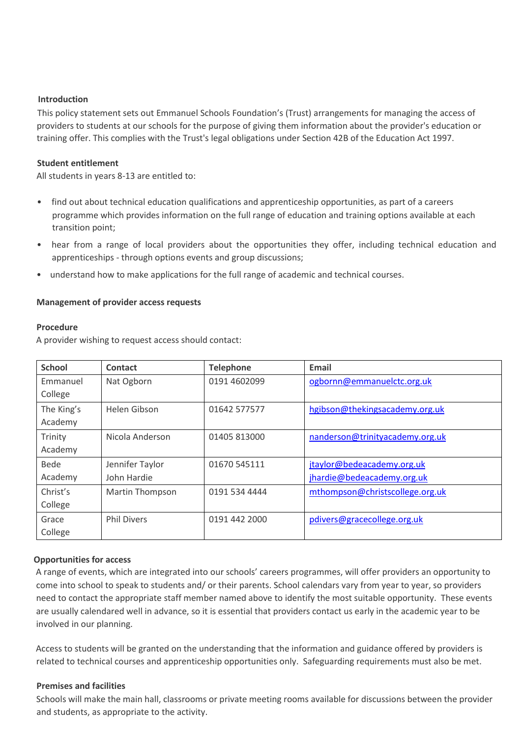## Introduction

This policy statement sets out Emmanuel Schools Foundation's (Trust) arrangements for managing the access of providers to students at our schools for the purpose of giving them information about the provider's education or training offer. This complies with the Trust's legal obligations under Section 42B of the Education Act 1997.

## Student entitlement

All students in years 8-13 are entitled to:

- find out about technical education qualifications and apprenticeship opportunities, as part of a careers programme which provides information on the full range of education and training options available at each transition point;
- hear from a range of local providers about the opportunities they offer, including technical education and apprenticeships - through options events and group discussions;
- understand how to make applications for the full range of academic and technical courses.

## Management of provider access requests

### Procedure

A provider wishing to request access should contact:

| School | Contact | Telephone | Email |
|---|---|---|---|
| Emmanuel College | Nat Ogborn | 0191 4602099 | ogbornn@emmanuelctc.org.uk |
| The King's Academy | Helen Gibson | 01642 577577 | hgibson@thekingsacademy.org.uk |
| Trinity Academy | Nicola Anderson | 01405 813000 | nanderson@trinityacademy.org.uk |
| Bede Academy | Jennifer Taylor<br>John Hardie | 01670 545111 | jtaylor@bedeacademy.org.uk<br>jhardie@bedeacademy.org.uk |
| Christ's College | Martin Thompson | 0191 534 4444 | mthompson@christscollege.org.uk |
| Grace College | Phil Divers | 0191 442 2000 | pdivers@gracecollege.org.uk |

### Opportunities for access

A range of events, which are integrated into our schools' careers programmes, will offer providers an opportunity to come into school to speak to students and/ or their parents. School calendars vary from year to year, so providers need to contact the appropriate staff member named above to identify the most suitable opportunity. These events are usually calendared well in advance, so it is essential that providers contact us early in the academic year to be involved in our planning.

Access to students will be granted on the understanding that the information and guidance offered by providers is related to technical courses and apprenticeship opportunities only. Safeguarding requirements must also be met.

### Premises and facilities

Schools will make the main hall, classrooms or private meeting rooms available for discussions between the provider and students, as appropriate to the activity.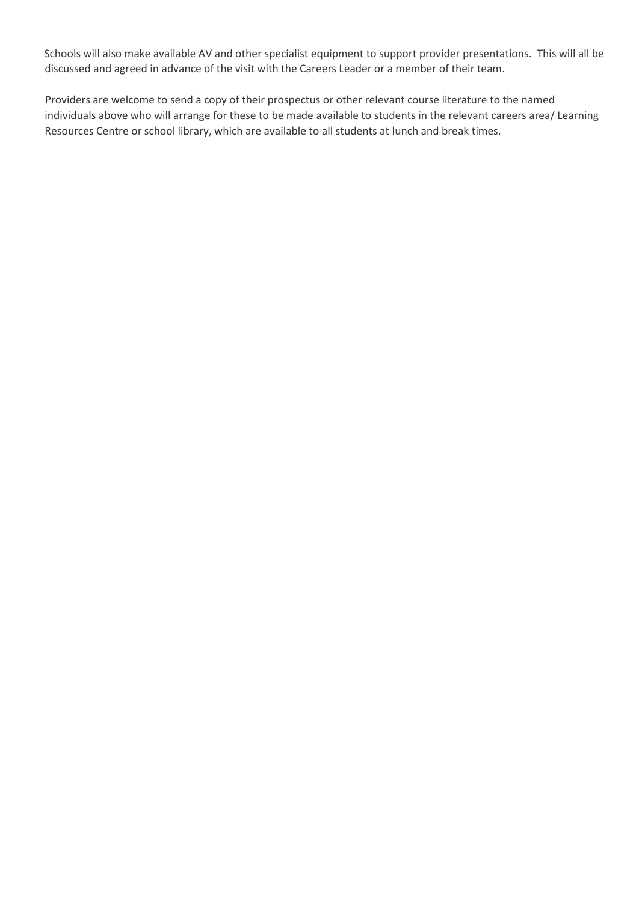Schools will also make available AV and other specialist equipment to support provider presentations. This will all be discussed and agreed in advance of the visit with the Careers Leader or a member of their team.

Providers are welcome to send a copy of their prospectus or other relevant course literature to the named individuals above who will arrange for these to be made available to students in the relevant careers area/ Learning Resources Centre or school library, which are available to all students at lunch and break times.